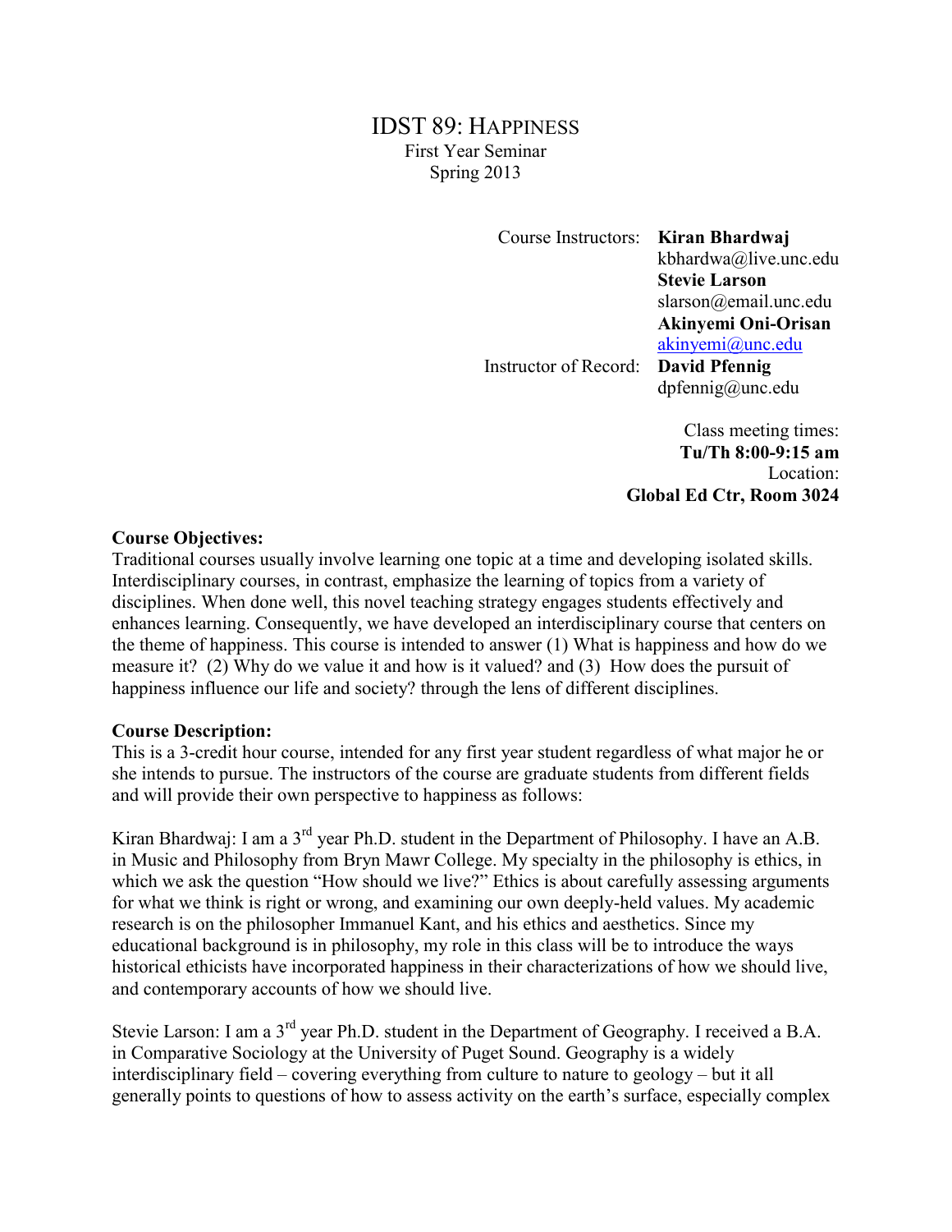# IDST 89: HAPPINESS

First Year Seminar
Spring 2013

Course Instructors: **Kiran Bhardwaj**
kbhardwa@live.unc.edu
**Stevie Larson**
slarson@email.unc.edu
**Akinyemi Oni-Orisan**
akinyemi@unc.edu

Instructor of Record: **David Pfennig**
dpfennig@unc.edu

Class meeting times:
**Tu/Th 8:00-9:15 am**
Location:
**Global Ed Ctr, Room 3024**

**Course Objectives:**

Traditional courses usually involve learning one topic at a time and developing isolated skills. Interdisciplinary courses, in contrast, emphasize the learning of topics from a variety of disciplines. When done well, this novel teaching strategy engages students effectively and enhances learning. Consequently, we have developed an interdisciplinary course that centers on the theme of happiness. This course is intended to answer (1) What is happiness and how do we measure it? (2) Why do we value it and how is it valued? and (3) How does the pursuit of happiness influence our life and society? through the lens of different disciplines.

**Course Description:**

This is a 3-credit hour course, intended for any first year student regardless of what major he or she intends to pursue. The instructors of the course are graduate students from different fields and will provide their own perspective to happiness as follows:

Kiran Bhardwaj: I am a 3rd year Ph.D. student in the Department of Philosophy. I have an A.B. in Music and Philosophy from Bryn Mawr College. My specialty in the philosophy is ethics, in which we ask the question "How should we live?" Ethics is about carefully assessing arguments for what we think is right or wrong, and examining our own deeply-held values. My academic research is on the philosopher Immanuel Kant, and his ethics and aesthetics. Since my educational background is in philosophy, my role in this class will be to introduce the ways historical ethicists have incorporated happiness in their characterizations of how we should live, and contemporary accounts of how we should live.

Stevie Larson: I am a 3rd year Ph.D. student in the Department of Geography. I received a B.A. in Comparative Sociology at the University of Puget Sound. Geography is a widely interdisciplinary field – covering everything from culture to nature to geology – but it all generally points to questions of how to assess activity on the earth's surface, especially complex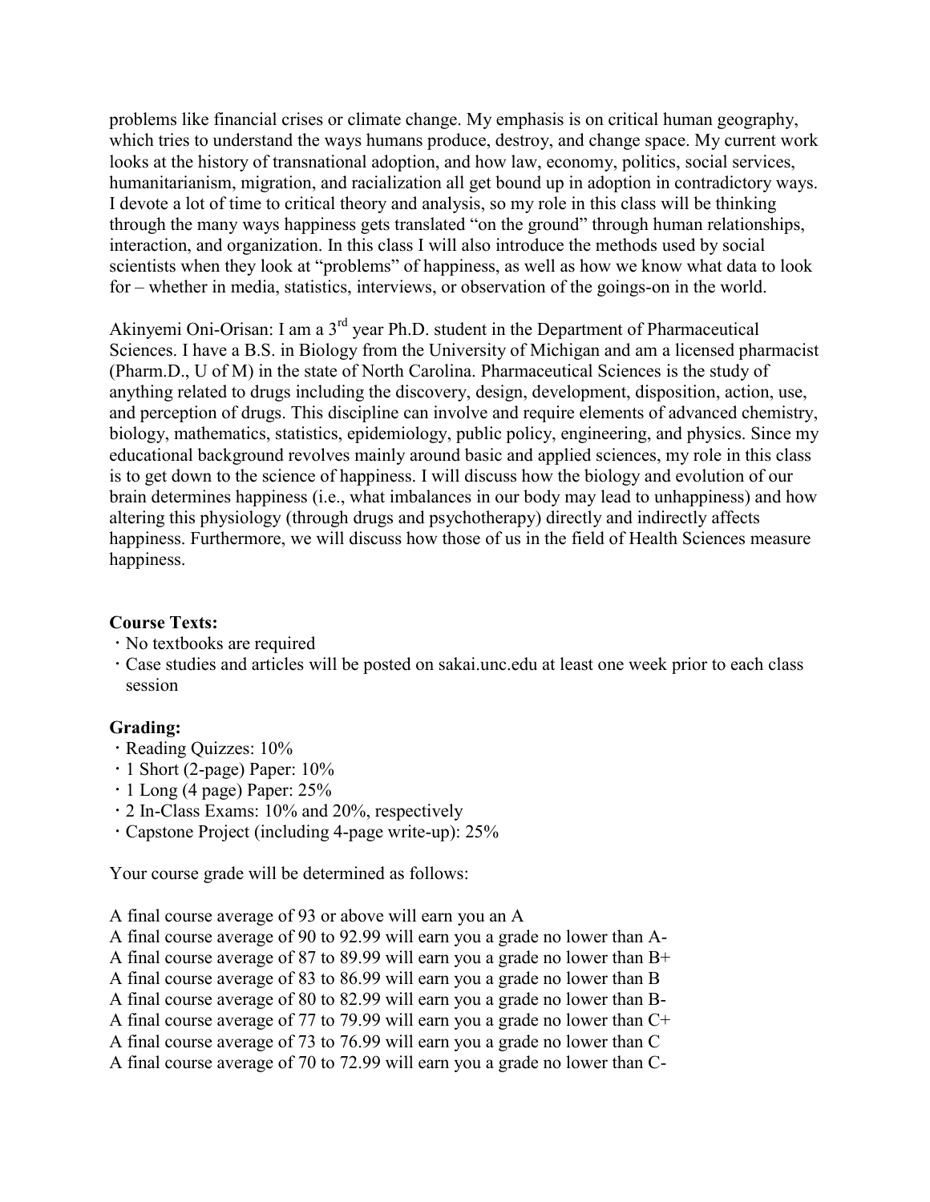problems like financial crises or climate change. My emphasis is on critical human geography, which tries to understand the ways humans produce, destroy, and change space. My current work looks at the history of transnational adoption, and how law, economy, politics, social services, humanitarianism, migration, and racialization all get bound up in adoption in contradictory ways. I devote a lot of time to critical theory and analysis, so my role in this class will be thinking through the many ways happiness gets translated "on the ground" through human relationships, interaction, and organization. In this class I will also introduce the methods used by social scientists when they look at "problems" of happiness, as well as how we know what data to look for – whether in media, statistics, interviews, or observation of the goings-on in the world.

Akinyemi Oni-Orisan: I am a 3rd year Ph.D. student in the Department of Pharmaceutical Sciences. I have a B.S. in Biology from the University of Michigan and am a licensed pharmacist (Pharm.D., U of M) in the state of North Carolina. Pharmaceutical Sciences is the study of anything related to drugs including the discovery, design, development, disposition, action, use, and perception of drugs. This discipline can involve and require elements of advanced chemistry, biology, mathematics, statistics, epidemiology, public policy, engineering, and physics. Since my educational background revolves mainly around basic and applied sciences, my role in this class is to get down to the science of happiness. I will discuss how the biology and evolution of our brain determines happiness (i.e., what imbalances in our body may lead to unhappiness) and how altering this physiology (through drugs and psychotherapy) directly and indirectly affects happiness. Furthermore, we will discuss how those of us in the field of Health Sciences measure happiness.

**Course Texts:**

- No textbooks are required
- Case studies and articles will be posted on sakai.unc.edu at least one week prior to each class session

**Grading:**

- Reading Quizzes: 10%
- 1 Short (2-page) Paper: 10%
- 1 Long (4 page) Paper: 25%
- 2 In-Class Exams: 10% and 20%, respectively
- Capstone Project (including 4-page write-up): 25%

Your course grade will be determined as follows:

A final course average of 93 or above will earn you an A
A final course average of 90 to 92.99 will earn you a grade no lower than A-
A final course average of 87 to 89.99 will earn you a grade no lower than B+
A final course average of 83 to 86.99 will earn you a grade no lower than B
A final course average of 80 to 82.99 will earn you a grade no lower than B-
A final course average of 77 to 79.99 will earn you a grade no lower than C+
A final course average of 73 to 76.99 will earn you a grade no lower than C
A final course average of 70 to 72.99 will earn you a grade no lower than C-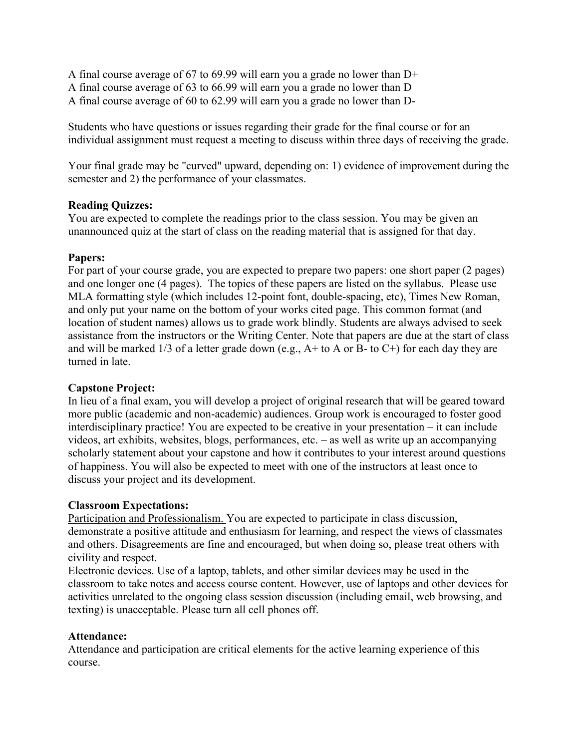A final course average of 67 to 69.99 will earn you a grade no lower than D+
A final course average of 63 to 66.99 will earn you a grade no lower than D
A final course average of 60 to 62.99 will earn you a grade no lower than D-

Students who have questions or issues regarding their grade for the final course or for an individual assignment must request a meeting to discuss within three days of receiving the grade.

Your final grade may be "curved" upward, depending on: 1) evidence of improvement during the semester and 2) the performance of your classmates.

**Reading Quizzes:**
You are expected to complete the readings prior to the class session. You may be given an unannounced quiz at the start of class on the reading material that is assigned for that day.

**Papers:**
For part of your course grade, you are expected to prepare two papers: one short paper (2 pages) and one longer one (4 pages). The topics of these papers are listed on the syllabus. Please use MLA formatting style (which includes 12-point font, double-spacing, etc), Times New Roman, and only put your name on the bottom of your works cited page. This common format (and location of student names) allows us to grade work blindly. Students are always advised to seek assistance from the instructors or the Writing Center. Note that papers are due at the start of class and will be marked 1/3 of a letter grade down (e.g., A+ to A or B- to C+) for each day they are turned in late.

**Capstone Project:**
In lieu of a final exam, you will develop a project of original research that will be geared toward more public (academic and non-academic) audiences. Group work is encouraged to foster good interdisciplinary practice! You are expected to be creative in your presentation – it can include videos, art exhibits, websites, blogs, performances, etc. – as well as write up an accompanying scholarly statement about your capstone and how it contributes to your interest around questions of happiness. You will also be expected to meet with one of the instructors at least once to discuss your project and its development.

**Classroom Expectations:**
Participation and Professionalism. You are expected to participate in class discussion, demonstrate a positive attitude and enthusiasm for learning, and respect the views of classmates and others. Disagreements are fine and encouraged, but when doing so, please treat others with civility and respect.
Electronic devices. Use of a laptop, tablets, and other similar devices may be used in the classroom to take notes and access course content. However, use of laptops and other devices for activities unrelated to the ongoing class session discussion (including email, web browsing, and texting) is unacceptable. Please turn all cell phones off.

**Attendance:**
Attendance and participation are critical elements for the active learning experience of this course.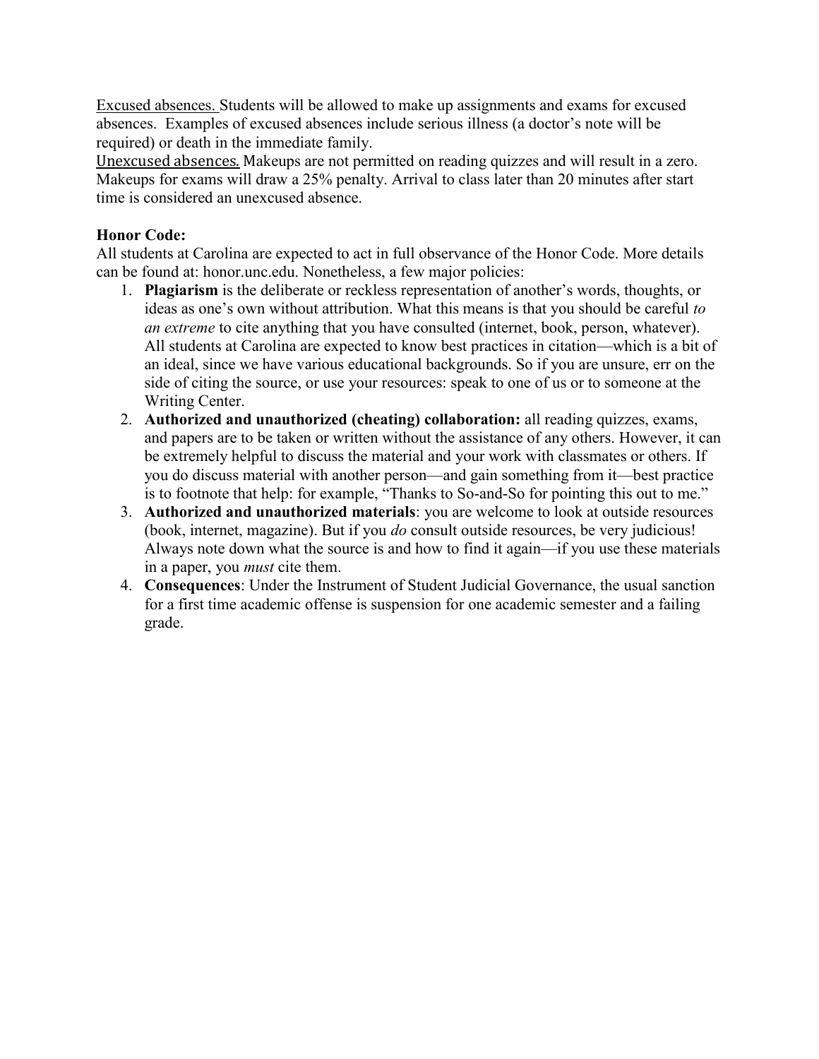Excused absences. Students will be allowed to make up assignments and exams for excused absences. Examples of excused absences include serious illness (a doctor's note will be required) or death in the immediate family.

Unexcused absences. Makeups are not permitted on reading quizzes and will result in a zero. Makeups for exams will draw a 25% penalty. Arrival to class later than 20 minutes after start time is considered an unexcused absence.

**Honor Code:**

All students at Carolina are expected to act in full observance of the Honor Code. More details can be found at: honor.unc.edu. Nonetheless, a few major policies:

1. **Plagiarism** is the deliberate or reckless representation of another's words, thoughts, or ideas as one's own without attribution. What this means is that you should be careful *to an extreme* to cite anything that you have consulted (internet, book, person, whatever). All students at Carolina are expected to know best practices in citation—which is a bit of an ideal, since we have various educational backgrounds. So if you are unsure, err on the side of citing the source, or use your resources: speak to one of us or to someone at the Writing Center.
2. **Authorized and unauthorized (cheating) collaboration:** all reading quizzes, exams, and papers are to be taken or written without the assistance of any others. However, it can be extremely helpful to discuss the material and your work with classmates or others. If you do discuss material with another person—and gain something from it—best practice is to footnote that help: for example, "Thanks to So-and-So for pointing this out to me."
3. **Authorized and unauthorized materials**: you are welcome to look at outside resources (book, internet, magazine). But if you *do* consult outside resources, be very judicious! Always note down what the source is and how to find it again—if you use these materials in a paper, you *must* cite them.
4. **Consequences**: Under the Instrument of Student Judicial Governance, the usual sanction for a first time academic offense is suspension for one academic semester and a failing grade.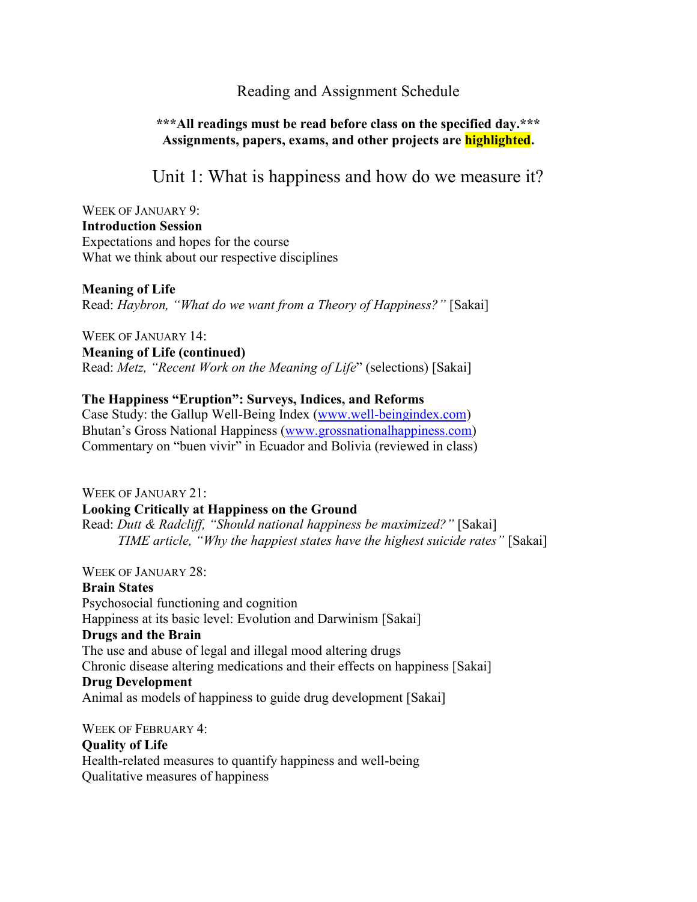# Reading and Assignment Schedule

**\*\*\*All readings must be read before class on the specified day.\*\*\***
**Assignments, papers, exams, and other projects are highlighted.**

## Unit 1: What is happiness and how do we measure it?

WEEK OF JANUARY 9:

**Introduction Session**
Expectations and hopes for the course
What we think about our respective disciplines

**Meaning of Life**
Read: *Haybron, "What do we want from a Theory of Happiness?"* [Sakai]

WEEK OF JANUARY 14:

**Meaning of Life (continued)**
Read: *Metz, "Recent Work on the Meaning of Life*" (selections) [Sakai]

**The Happiness "Eruption": Surveys, Indices, and Reforms**
Case Study: the Gallup Well-Being Index (www.well-beingindex.com)
Bhutan's Gross National Happiness (www.grossnationalhappiness.com)
Commentary on "buen vivir" in Ecuador and Bolivia (reviewed in class)

WEEK OF JANUARY 21:

**Looking Critically at Happiness on the Ground**
Read: *Dutt & Radcliff, "Should national happiness be maximized?"* [Sakai]
*TIME article, "Why the happiest states have the highest suicide rates"* [Sakai]

WEEK OF JANUARY 28:

**Brain States**
Psychosocial functioning and cognition
Happiness at its basic level: Evolution and Darwinism [Sakai]

**Drugs and the Brain**
The use and abuse of legal and illegal mood altering drugs
Chronic disease altering medications and their effects on happiness [Sakai]

**Drug Development**
Animal as models of happiness to guide drug development [Sakai]

WEEK OF FEBRUARY 4:

**Quality of Life**
Health-related measures to quantify happiness and well-being
Qualitative measures of happiness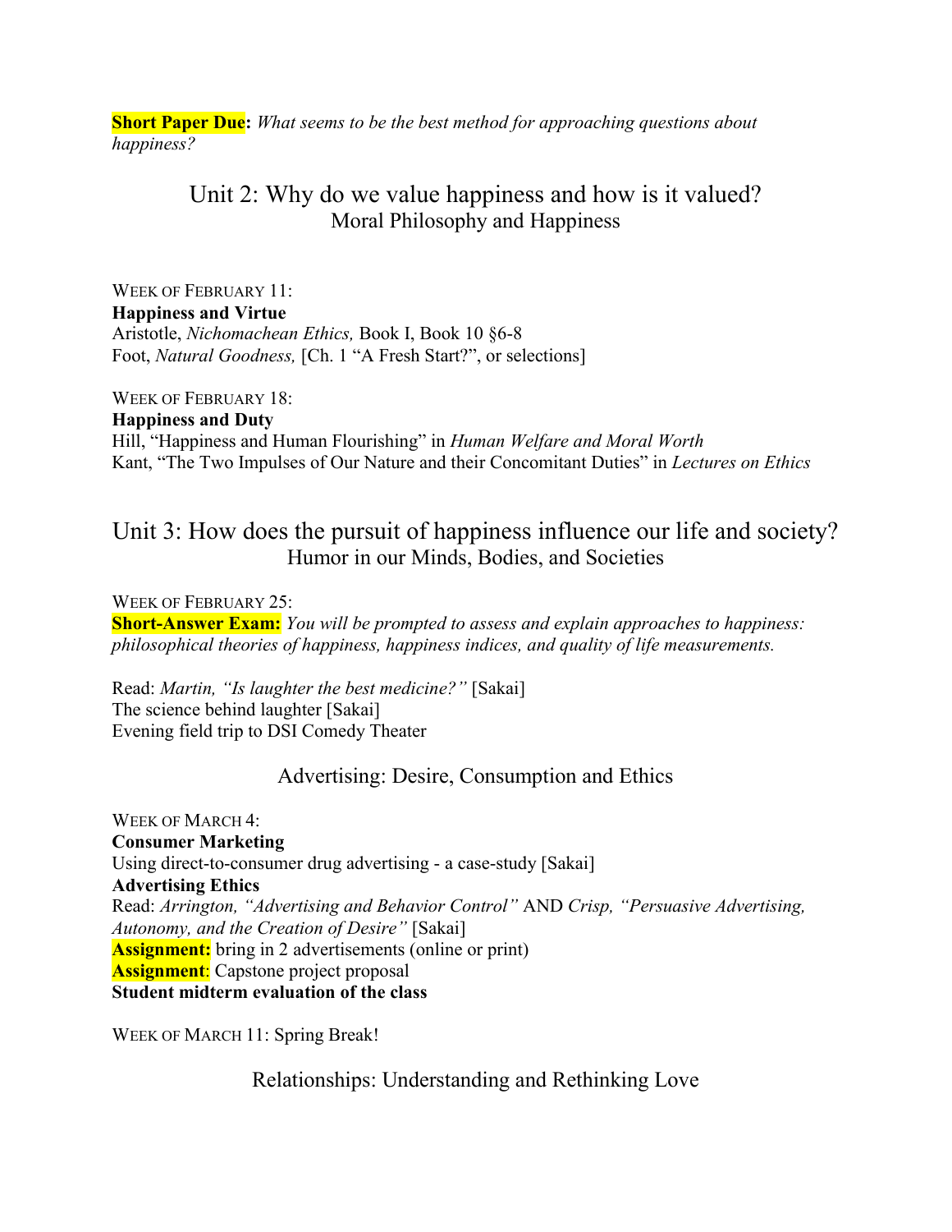**Short Paper Due:** *What seems to be the best method for approaching questions about happiness?*

## Unit 2: Why do we value happiness and how is it valued?

### Moral Philosophy and Happiness

WEEK OF FEBRUARY 11:

**Happiness and Virtue**

Aristotle, *Nichomachean Ethics,* Book I, Book 10 §6-8

Foot, *Natural Goodness,* [Ch. 1 "A Fresh Start?", or selections]

WEEK OF FEBRUARY 18:

**Happiness and Duty**

Hill, "Happiness and Human Flourishing" in *Human Welfare and Moral Worth*

Kant, "The Two Impulses of Our Nature and their Concomitant Duties" in *Lectures on Ethics*

## Unit 3: How does the pursuit of happiness influence our life and society?

### Humor in our Minds, Bodies, and Societies

WEEK OF FEBRUARY 25:

**Short-Answer Exam:** *You will be prompted to assess and explain approaches to happiness: philosophical theories of happiness, happiness indices, and quality of life measurements.*

Read: *Martin, "Is laughter the best medicine?"* [Sakai]

The science behind laughter [Sakai]

Evening field trip to DSI Comedy Theater

### Advertising: Desire, Consumption and Ethics

WEEK OF MARCH 4:

**Consumer Marketing**

Using direct-to-consumer drug advertising - a case-study [Sakai]

**Advertising Ethics**

Read: *Arrington, "Advertising and Behavior Control"* AND *Crisp, "Persuasive Advertising, Autonomy, and the Creation of Desire"* [Sakai]

**Assignment:** bring in 2 advertisements (online or print)

**Assignment**: Capstone project proposal

**Student midterm evaluation of the class**

WEEK OF MARCH 11: Spring Break!

### Relationships: Understanding and Rethinking Love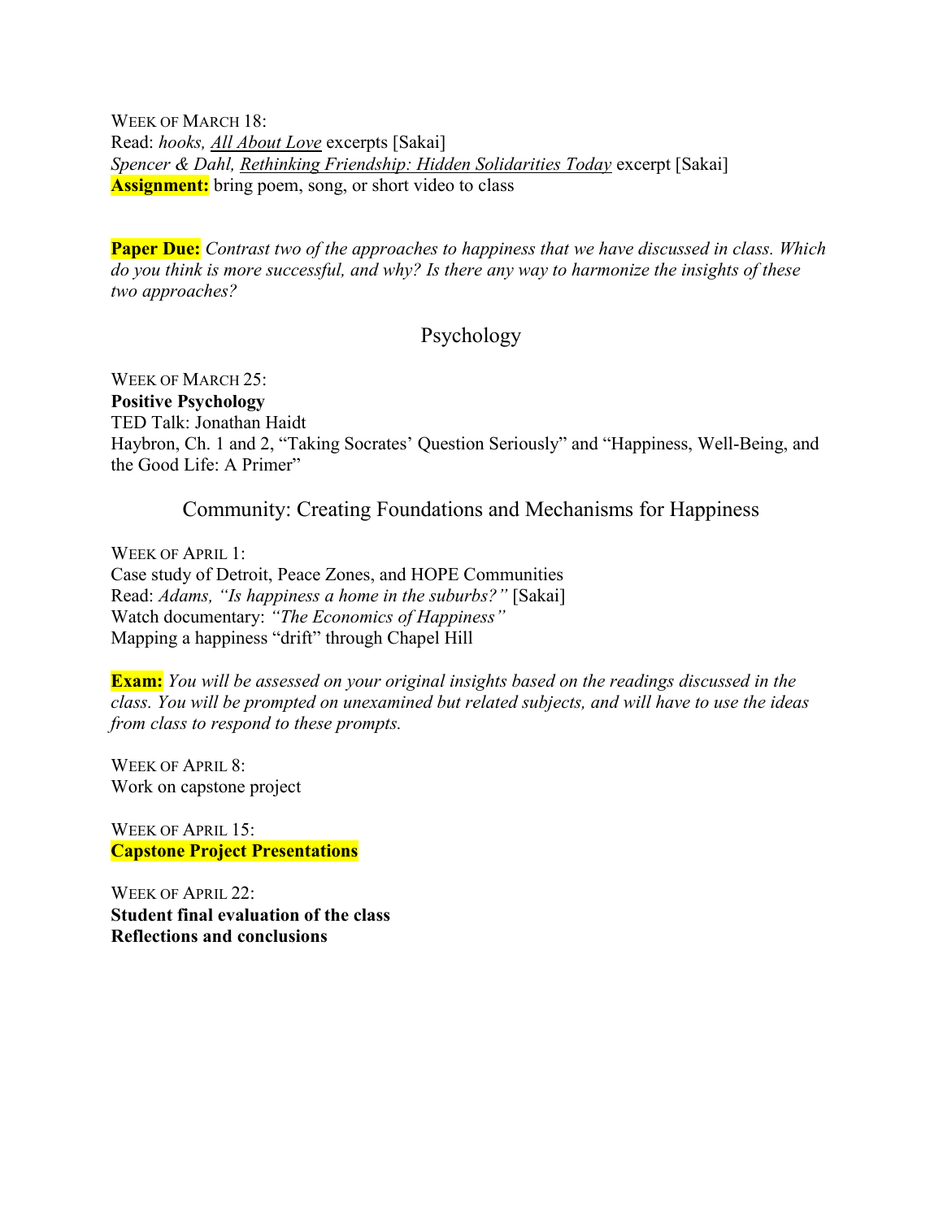WEEK OF MARCH 18:
Read: *hooks, All About Love* excerpts [Sakai]
*Spencer & Dahl, Rethinking Friendship: Hidden Solidarities Today* excerpt [Sakai]
**Assignment:** bring poem, song, or short video to class

**Paper Due:** *Contrast two of the approaches to happiness that we have discussed in class. Which do you think is more successful, and why? Is there any way to harmonize the insights of these two approaches?*

## Psychology

WEEK OF MARCH 25:
**Positive Psychology**
TED Talk: Jonathan Haidt
Haybron, Ch. 1 and 2, "Taking Socrates' Question Seriously" and "Happiness, Well-Being, and the Good Life: A Primer"

## Community: Creating Foundations and Mechanisms for Happiness

WEEK OF APRIL 1:
Case study of Detroit, Peace Zones, and HOPE Communities
Read: *Adams, "Is happiness a home in the suburbs?"* [Sakai]
Watch documentary: *"The Economics of Happiness"*
Mapping a happiness "drift" through Chapel Hill

**Exam:** *You will be assessed on your original insights based on the readings discussed in the class. You will be prompted on unexamined but related subjects, and will have to use the ideas from class to respond to these prompts.*

WEEK OF APRIL 8:
Work on capstone project

WEEK OF APRIL 15:
**Capstone Project Presentations**

WEEK OF APRIL 22:
**Student final evaluation of the class**
**Reflections and conclusions**